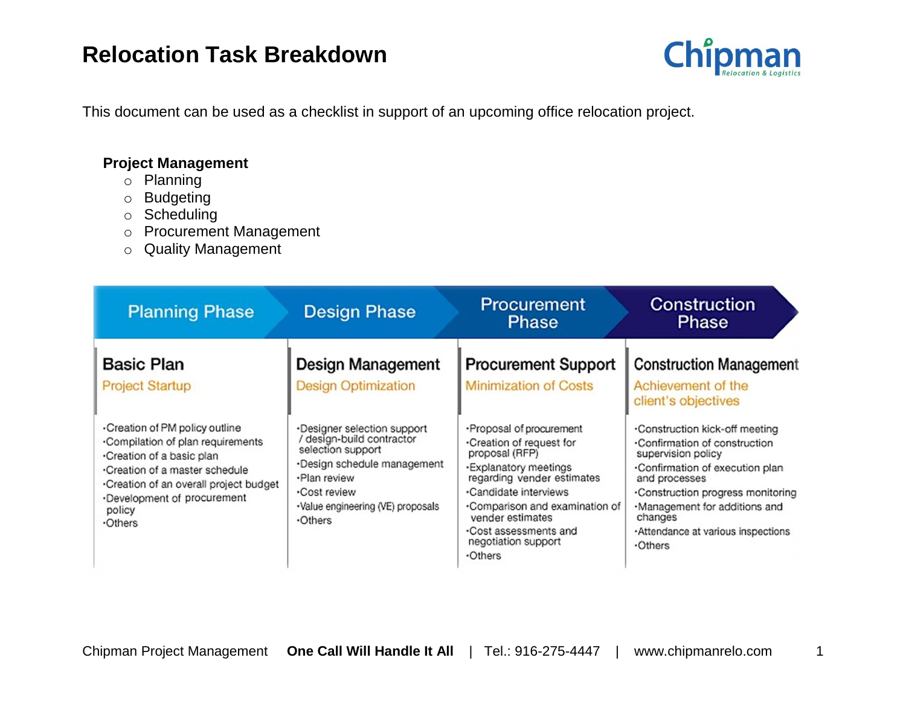# Relocation Task Breakdown

This document can be used as a checklist in support of an upcoming office relocation project.

**Project Management**

- Planning
- Budgeting
- Scheduling
- Procurement Management
- Quality Management

| Planning Phase | Design Phase | Procurement Phase | Construction Phase |
| --- | --- | --- | --- |
| **Basic Plan**<br>Project Startup | **Design Management**<br>Design Optimization | **Procurement Support**<br>Minimization of Costs | **Construction Management**<br>Achievement of the client's objectives |
| ·Creation of PM policy outline<br>·Compilation of plan requirements<br>·Creation of a basic plan<br>·Creation of a master schedule<br>·Creation of an overall project budget<br>·Development of procurement policy<br>·Others | ·Designer selection support / design-build contractor selection support<br>·Design schedule management<br>·Plan review<br>·Cost review<br>·Value engineering (VE) proposals<br>·Others | ·Proposal of procurement<br>·Creation of request for proposal (RFP)<br>·Explanatory meetings regarding vender estimates<br>·Candidate interviews<br>·Comparison and examination of vender estimates<br>·Cost assessments and negotiation support<br>·Others | ·Construction kick-off meeting<br>·Confirmation of construction supervision policy<br>·Confirmation of execution plan and processes<br>·Construction progress monitoring<br>·Management for additions and changes<br>·Attendance at various inspections<br>·Others |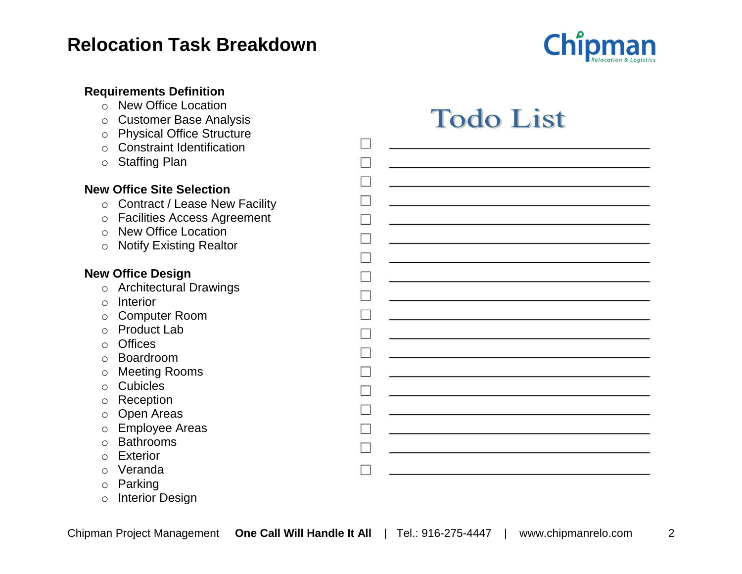# Relocation Task Breakdown

**Requirements Definition**

- New Office Location
- Customer Base Analysis
- Physical Office Structure
- Constraint Identification
- Staffing Plan

**New Office Site Selection**

- Contract / Lease New Facility
- Facilities Access Agreement
- New Office Location
- Notify Existing Realtor

**New Office Design**

- Architectural Drawings
- Interior
- Computer Room
- Product Lab
- Offices
- Boardroom
- Meeting Rooms
- Cubicles
- Reception
- Open Areas
- Employee Areas
- Bathrooms
- Exterior
- Veranda
- Parking
- Interior Design

## Todo List

- [ ] ______________________________
- [ ] ______________________________
- [ ] ______________________________
- [ ] ______________________________
- [ ] ______________________________
- [ ] ______________________________
- [ ] ______________________________
- [ ] ______________________________
- [ ] ______________________________
- [ ] ______________________________
- [ ] ______________________________
- [ ] ______________________________
- [ ] ______________________________
- [ ] ______________________________
- [ ] ______________________________
- [ ] ______________________________
- [ ] ______________________________
- [ ] ______________________________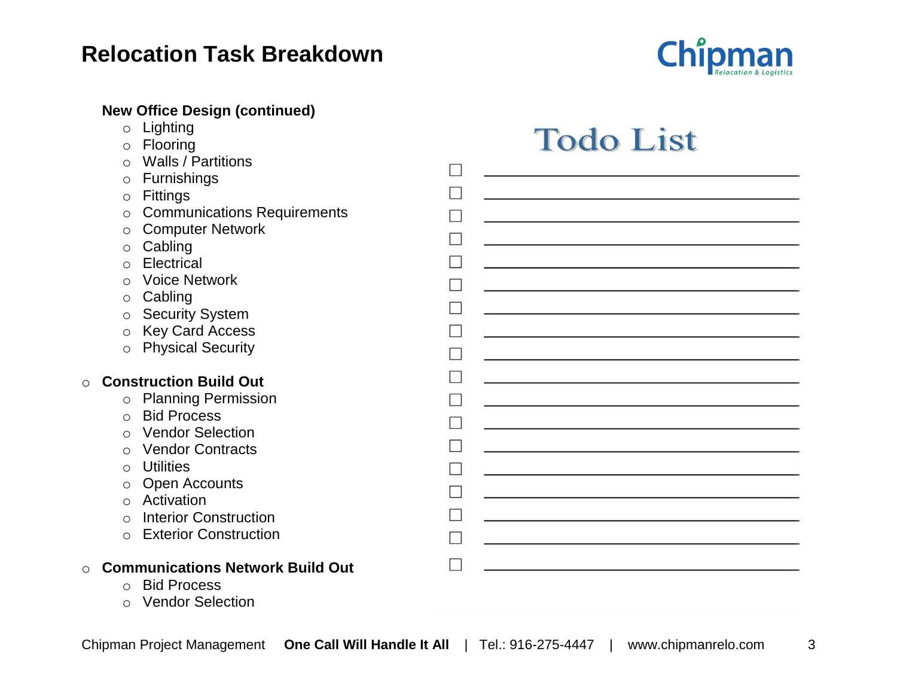# Relocation Task Breakdown

**New Office Design (continued)**

- Lighting
- Flooring
- Walls / Partitions
- Furnishings
- Fittings
- Communications Requirements
- Computer Network
- Cabling
- Electrical
- Voice Network
- Cabling
- Security System
- Key Card Access
- Physical Security

- **Construction Build Out**
  - Planning Permission
  - Bid Process
  - Vendor Selection
  - Vendor Contracts
  - Utilities
  - Open Accounts
  - Activation
  - Interior Construction
  - Exterior Construction

- **Communications Network Build Out**
  - Bid Process
  - Vendor Selection

## Todo List

- ☐ ______________________________
- ☐ ______________________________
- ☐ ______________________________
- ☐ ______________________________
- ☐ ______________________________
- ☐ ______________________________
- ☐ ______________________________
- ☐ ______________________________
- ☐ ______________________________
- ☐ ______________________________
- ☐ ______________________________
- ☐ ______________________________
- ☐ ______________________________
- ☐ ______________________________
- ☐ ______________________________
- ☐ ______________________________
- ☐ ______________________________
- ☐ ______________________________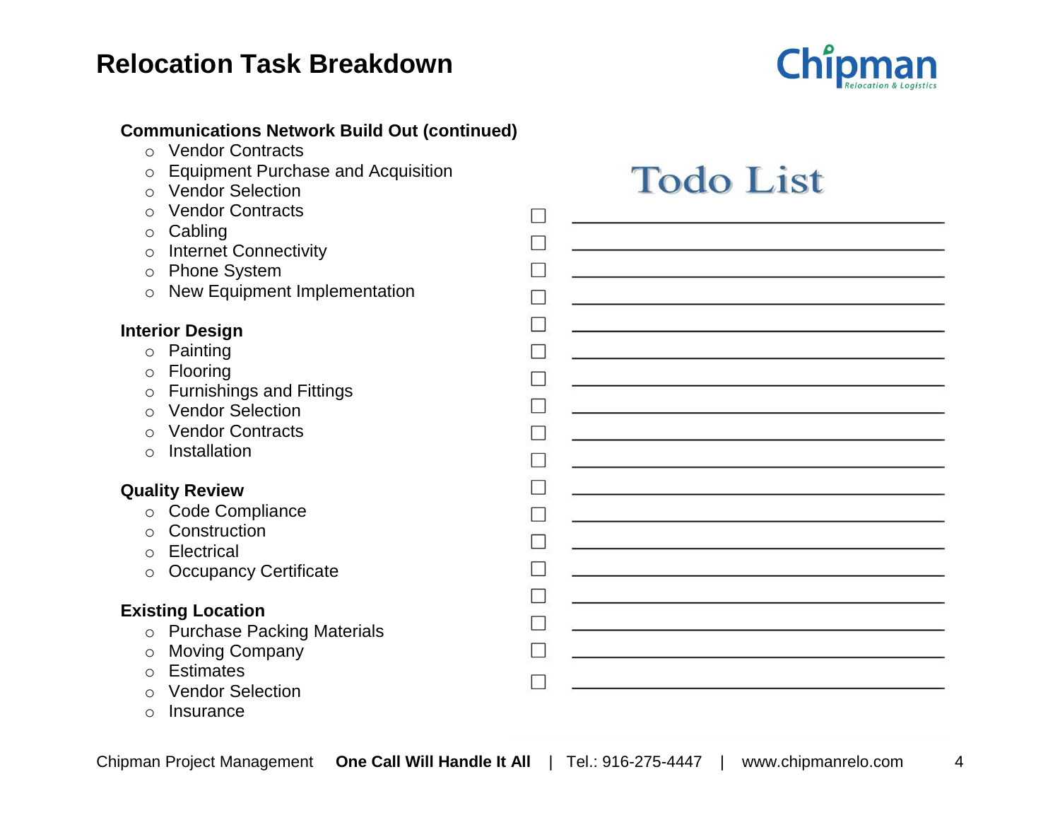# Relocation Task Breakdown

**Communications Network Build Out (continued)**

- Vendor Contracts
- Equipment Purchase and Acquisition
- Vendor Selection
- Vendor Contracts
- Cabling
- Internet Connectivity
- Phone System
- New Equipment Implementation

**Interior Design**

- Painting
- Flooring
- Furnishings and Fittings
- Vendor Selection
- Vendor Contracts
- Installation

**Quality Review**

- Code Compliance
- Construction
- Electrical
- Occupancy Certificate

**Existing Location**

- Purchase Packing Materials
- Moving Company
- Estimates
- Vendor Selection
- Insurance

## Todo List

- [ ] ______________________________
- [ ] ______________________________
- [ ] ______________________________
- [ ] ______________________________
- [ ] ______________________________
- [ ] ______________________________
- [ ] ______________________________
- [ ] ______________________________
- [ ] ______________________________
- [ ] ______________________________
- [ ] ______________________________
- [ ] ______________________________
- [ ] ______________________________
- [ ] ______________________________
- [ ] ______________________________
- [ ] ______________________________
- [ ] ______________________________
- [ ] ______________________________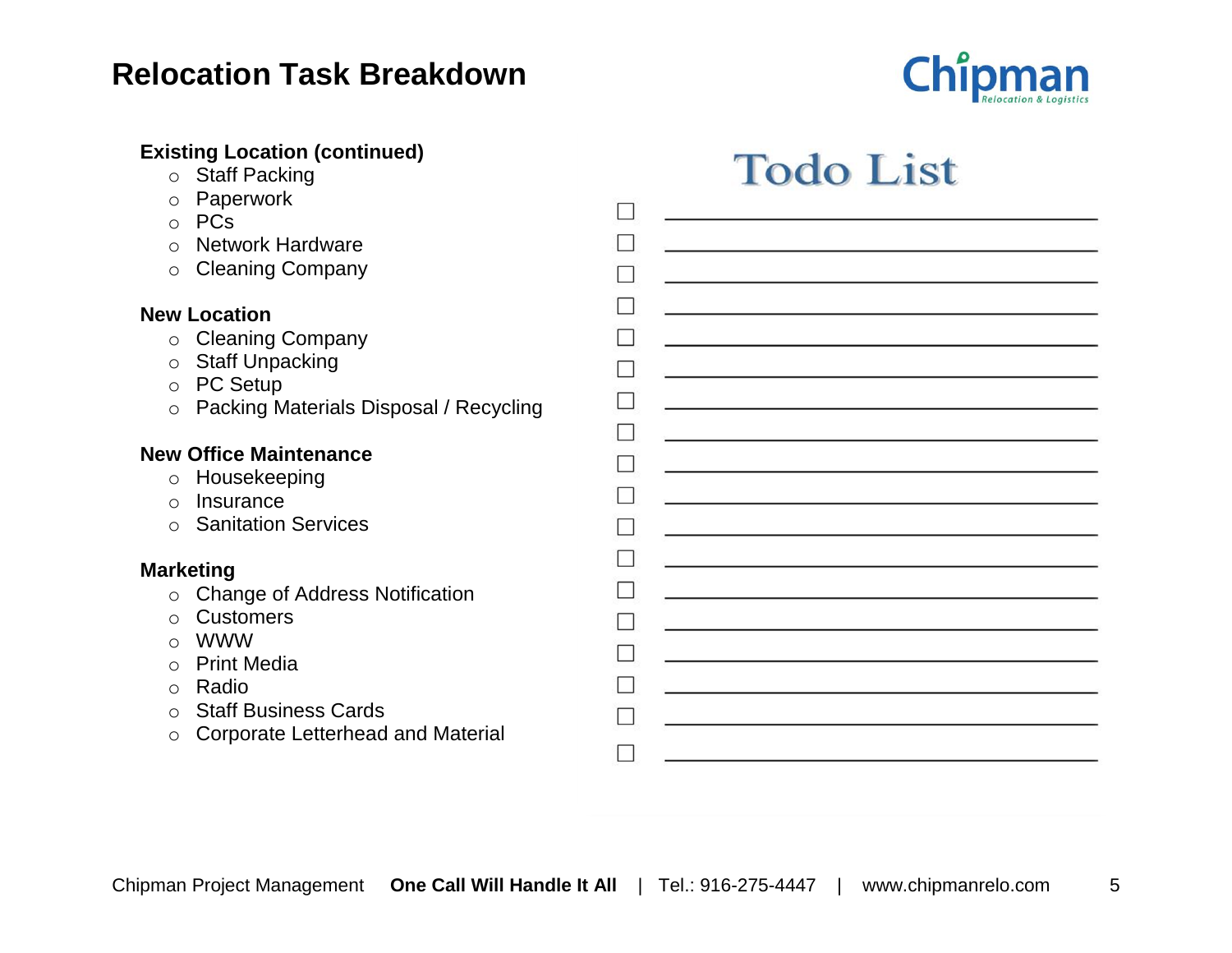# Relocation Task Breakdown

**Existing Location (continued)**

- Staff Packing
- Paperwork
- PCs
- Network Hardware
- Cleaning Company

**New Location**

- Cleaning Company
- Staff Unpacking
- PC Setup
- Packing Materials Disposal / Recycling

**New Office Maintenance**

- Housekeeping
- Insurance
- Sanitation Services

**Marketing**

- Change of Address Notification
- Customers
- WWW
- Print Media
- Radio
- Staff Business Cards
- Corporate Letterhead and Material

## Todo List

- [ ] ______________________________
- [ ] ______________________________
- [ ] ______________________________
- [ ] ______________________________
- [ ] ______________________________
- [ ] ______________________________
- [ ] ______________________________
- [ ] ______________________________
- [ ] ______________________________
- [ ] ______________________________
- [ ] ______________________________
- [ ] ______________________________
- [ ] ______________________________
- [ ] ______________________________
- [ ] ______________________________
- [ ] ______________________________
- [ ] ______________________________
- [ ] ______________________________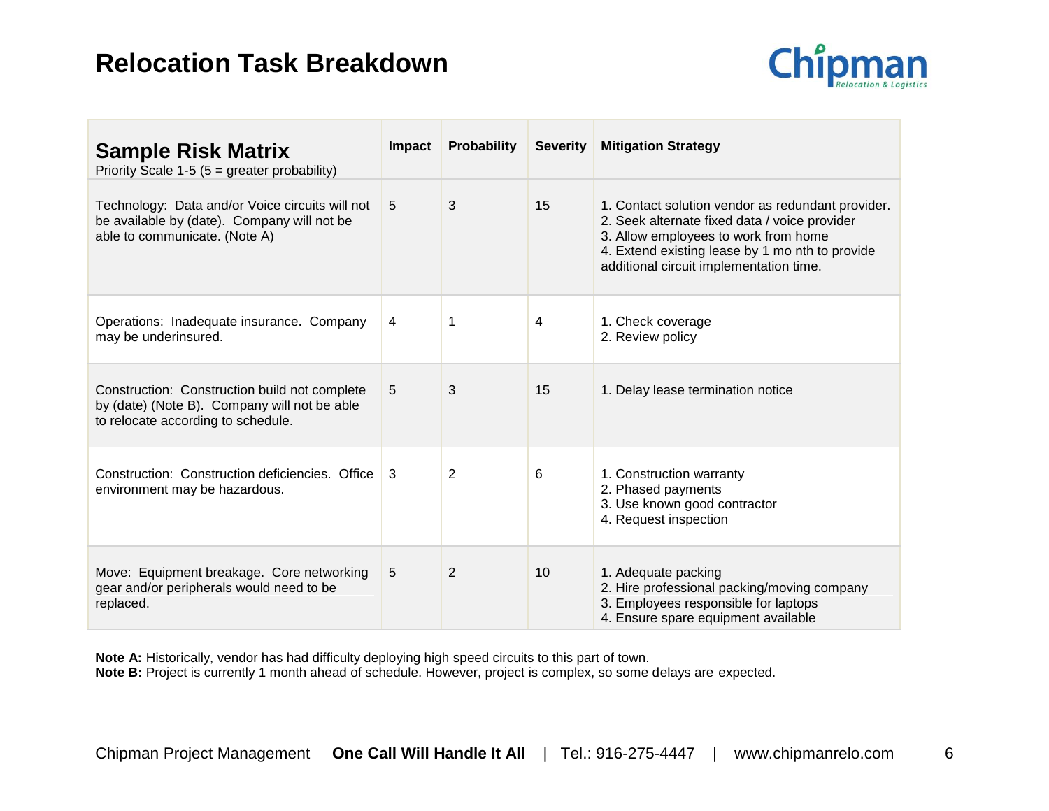# Relocation Task Breakdown

| **Sample Risk Matrix**<br>Priority Scale 1-5 (5 = greater probability) | **Impact** | **Probability** | **Severity** | **Mitigation Strategy** |
|---|---|---|---|---|
| Technology: Data and/or Voice circuits will not be available by (date). Company will not be able to communicate. (Note A) | 5 | 3 | 15 | 1. Contact solution vendor as redundant provider.<br>2. Seek alternate fixed data / voice provider<br>3. Allow employees to work from home<br>4. Extend existing lease by 1 mo nth to provide additional circuit implementation time. |
| Operations: Inadequate insurance. Company may be underinsured. | 4 | 1 | 4 | 1. Check coverage<br>2. Review policy |
| Construction: Construction build not complete by (date) (Note B). Company will not be able to relocate according to schedule. | 5 | 3 | 15 | 1. Delay lease termination notice |
| Construction: Construction deficiencies. Office environment may be hazardous. | 3 | 2 | 6 | 1. Construction warranty<br>2. Phased payments<br>3. Use known good contractor<br>4. Request inspection |
| Move: Equipment breakage. Core networking gear and/or peripherals would need to be replaced. | 5 | 2 | 10 | 1. Adequate packing<br>2. Hire professional packing/moving company<br>3. Employees responsible for laptops<br>4. Ensure spare equipment available |

**Note A:** Historically, vendor has had difficulty deploying high speed circuits to this part of town.
**Note B:** Project is currently 1 month ahead of schedule. However, project is complex, so some delays are expected.